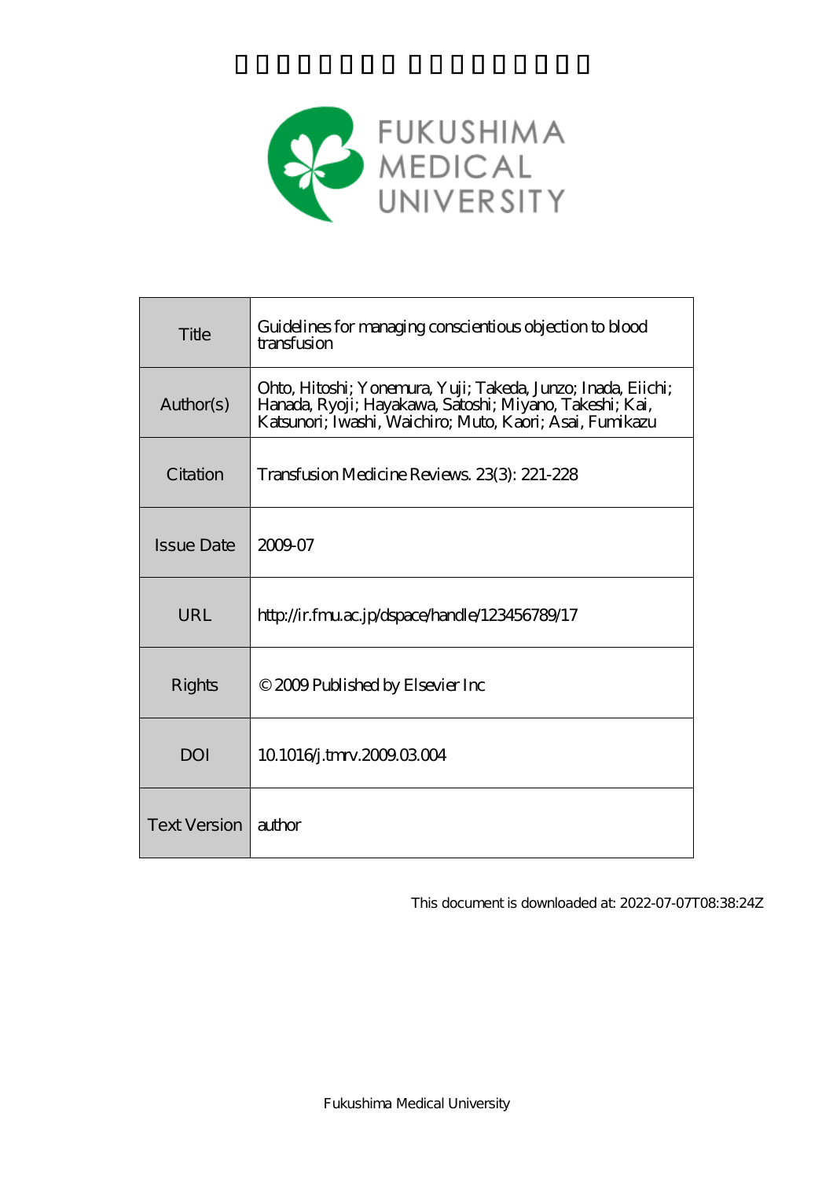FUKUSHIMA MEDICAL UNIVERSITY

| Title | Guidelines for managing conscientious objection to blood transfusion |
|---|---|
| Author(s) | Ohto, Hitoshi; Yonemura, Yuji; Takeda, Junzo; Inada, Eiichi; Hanada, Ryoji; Hayakawa, Satoshi; Miyano, Takeshi; Kai, Katsunori; Iwashi, Waichiro; Muto, Kaori; Asai, Fumikazu |
| Citation | Transfusion Medicine Reviews. 23(3): 221-228 |
| Issue Date | 2009-07 |
| URL | http://ir.fmu.ac.jp/dspace/handle/123456789/17 |
| Rights | © 2009 Published by Elsevier Inc |
| DOI | 10.1016/j.tmrv.2009.03.004 |
| Text Version | author |

This document is downloaded at: 2022-07-07T08:38:24Z

Fukushima Medical University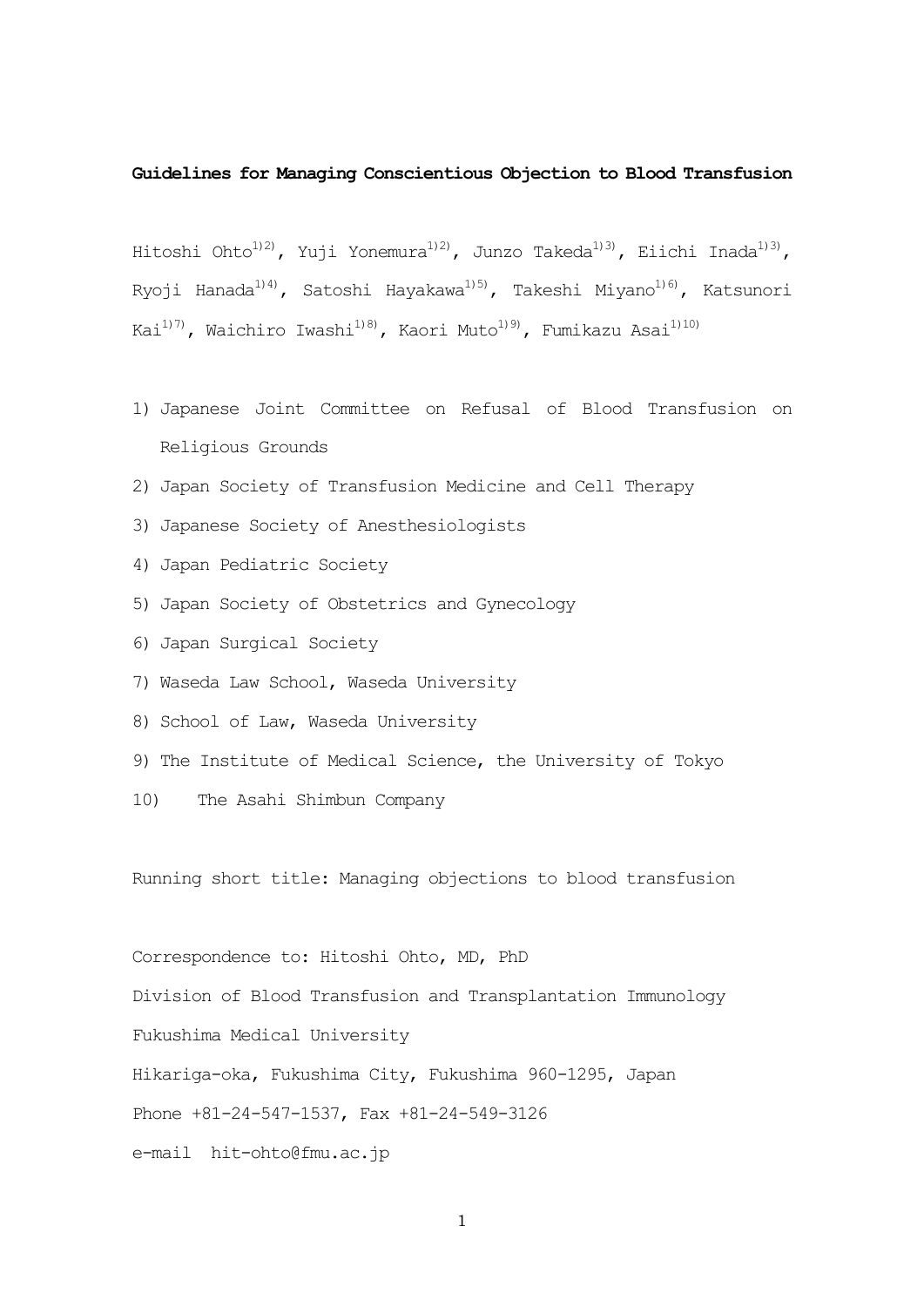**Guidelines for Managing Conscientious Objection to Blood Transfusion**

Hitoshi Ohto[1)2)], Yuji Yonemura[1)2)], Junzo Takeda[1)3)], Eiichi Inada[1)3)], Ryoji Hanada[1)4)], Satoshi Hayakawa[1)5)], Takeshi Miyano[1)6)], Katsunori Kai[1)7)], Waichiro Iwashi[1)8)], Kaori Muto[1)9)], Fumikazu Asai[1)10)]

1) Japanese Joint Committee on Refusal of Blood Transfusion on Religious Grounds
2) Japan Society of Transfusion Medicine and Cell Therapy
3) Japanese Society of Anesthesiologists
4) Japan Pediatric Society
5) Japan Society of Obstetrics and Gynecology
6) Japan Surgical Society
7) Waseda Law School, Waseda University
8) School of Law, Waseda University
9) The Institute of Medical Science, the University of Tokyo
10) The Asahi Shimbun Company

Running short title: Managing objections to blood transfusion

Correspondence to: Hitoshi Ohto, MD, PhD
Division of Blood Transfusion and Transplantation Immunology
Fukushima Medical University
Hikariga-oka, Fukushima City, Fukushima 960-1295, Japan
Phone +81-24-547-1537, Fax +81-24-549-3126
e-mail hit-ohto@fmu.ac.jp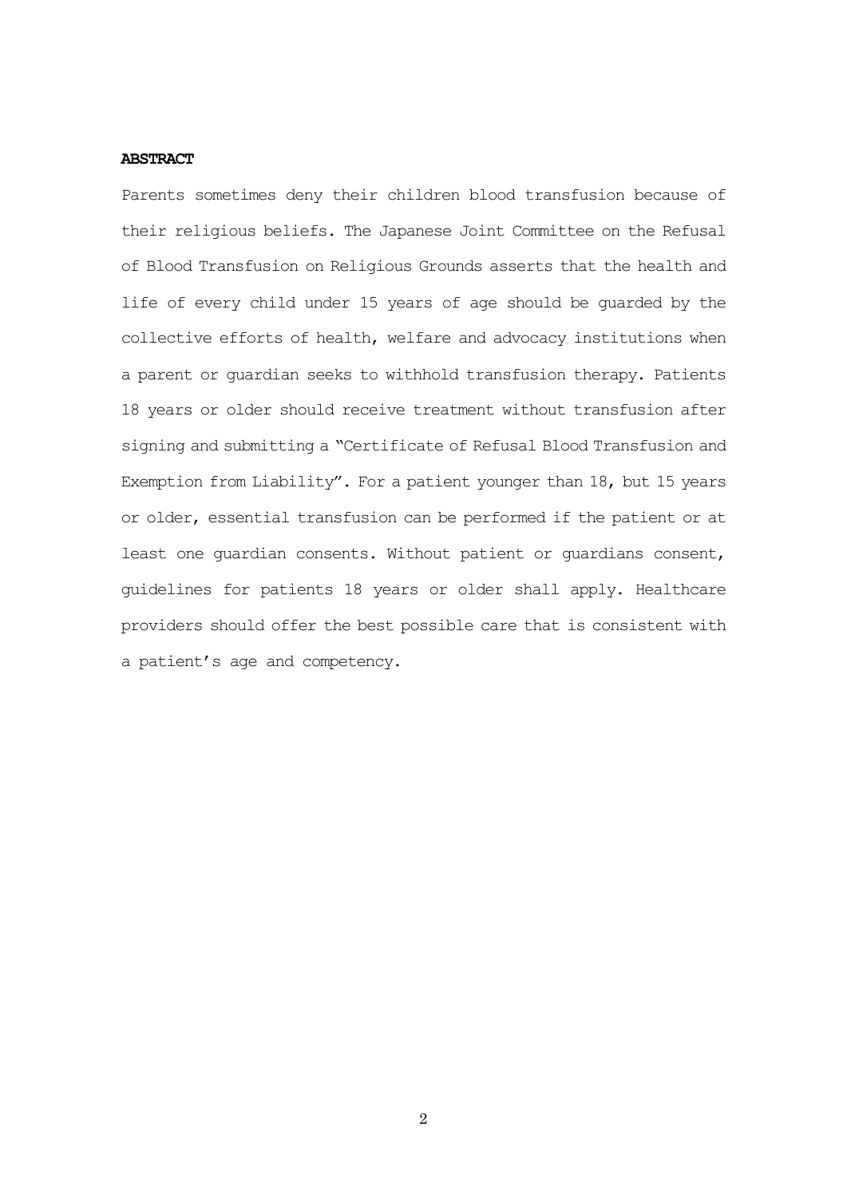**ABSTRACT**

Parents sometimes deny their children blood transfusion because of their religious beliefs. The Japanese Joint Committee on the Refusal of Blood Transfusion on Religious Grounds asserts that the health and life of every child under 15 years of age should be guarded by the collective efforts of health, welfare and advocacy institutions when a parent or guardian seeks to withhold transfusion therapy. Patients 18 years or older should receive treatment without transfusion after signing and submitting a "Certificate of Refusal Blood Transfusion and Exemption from Liability". For a patient younger than 18, but 15 years or older, essential transfusion can be performed if the patient or at least one guardian consents. Without patient or guardians consent, guidelines for patients 18 years or older shall apply. Healthcare providers should offer the best possible care that is consistent with a patient's age and competency.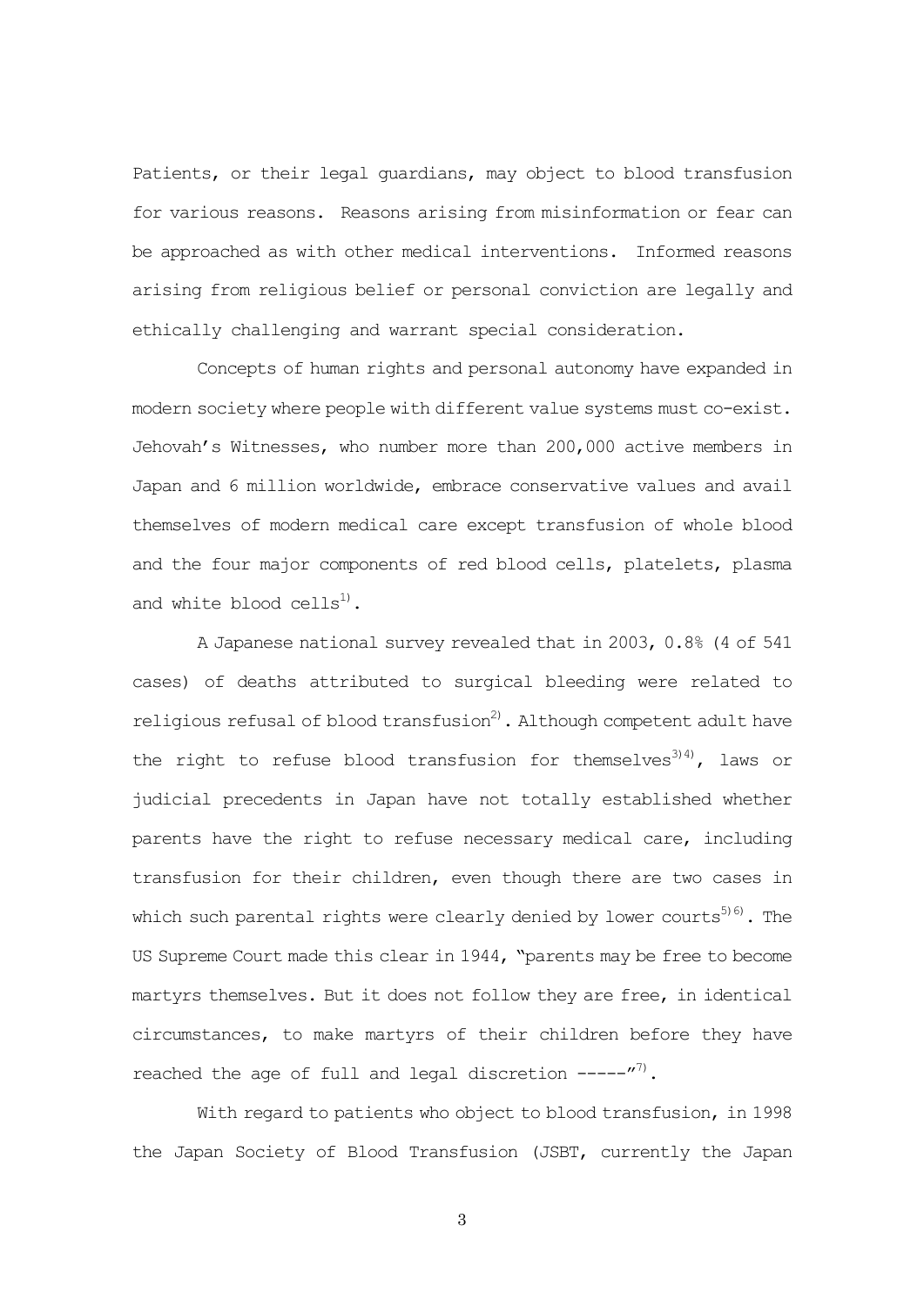Patients, or their legal guardians, may object to blood transfusion for various reasons. Reasons arising from misinformation or fear can be approached as with other medical interventions. Informed reasons arising from religious belief or personal conviction are legally and ethically challenging and warrant special consideration.

Concepts of human rights and personal autonomy have expanded in modern society where people with different value systems must co-exist. Jehovah's Witnesses, who number more than 200,000 active members in Japan and 6 million worldwide, embrace conservative values and avail themselves of modern medical care except transfusion of whole blood and the four major components of red blood cells, platelets, plasma and white blood cells[1].

A Japanese national survey revealed that in 2003, 0.8% (4 of 541 cases) of deaths attributed to surgical bleeding were related to religious refusal of blood transfusion[2]. Although competent adult have the right to refuse blood transfusion for themselves[3)4)], laws or judicial precedents in Japan have not totally established whether parents have the right to refuse necessary medical care, including transfusion for their children, even though there are two cases in which such parental rights were clearly denied by lower courts[5)6)]. The US Supreme Court made this clear in 1944, "parents may be free to become martyrs themselves. But it does not follow they are free, in identical circumstances, to make martyrs of their children before they have reached the age of full and legal discretion -----"[7].

With regard to patients who object to blood transfusion, in 1998 the Japan Society of Blood Transfusion (JSBT, currently the Japan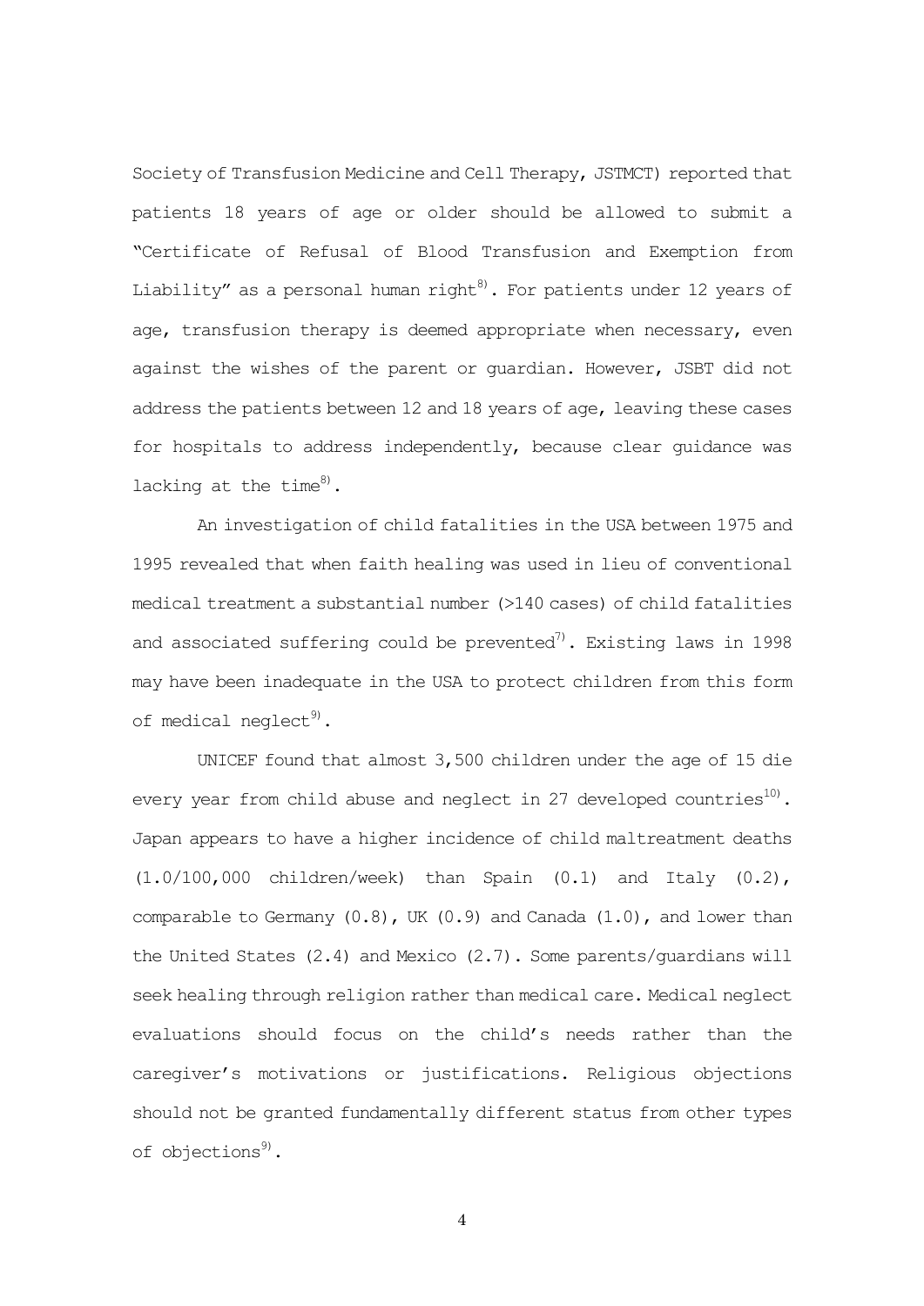Society of Transfusion Medicine and Cell Therapy, JSTMCT) reported that patients 18 years of age or older should be allowed to submit a "Certificate of Refusal of Blood Transfusion and Exemption from Liability" as a personal human right[8]. For patients under 12 years of age, transfusion therapy is deemed appropriate when necessary, even against the wishes of the parent or guardian. However, JSBT did not address the patients between 12 and 18 years of age, leaving these cases for hospitals to address independently, because clear guidance was lacking at the time[8].

An investigation of child fatalities in the USA between 1975 and 1995 revealed that when faith healing was used in lieu of conventional medical treatment a substantial number (>140 cases) of child fatalities and associated suffering could be prevented[7]. Existing laws in 1998 may have been inadequate in the USA to protect children from this form of medical neglect[9].

UNICEF found that almost 3,500 children under the age of 15 die every year from child abuse and neglect in 27 developed countries[10]. Japan appears to have a higher incidence of child maltreatment deaths (1.0/100,000 children/week) than Spain (0.1) and Italy (0.2), comparable to Germany (0.8), UK (0.9) and Canada (1.0), and lower than the United States (2.4) and Mexico (2.7). Some parents/guardians will seek healing through religion rather than medical care. Medical neglect evaluations should focus on the child's needs rather than the caregiver's motivations or justifications. Religious objections should not be granted fundamentally different status from other types of objections[9].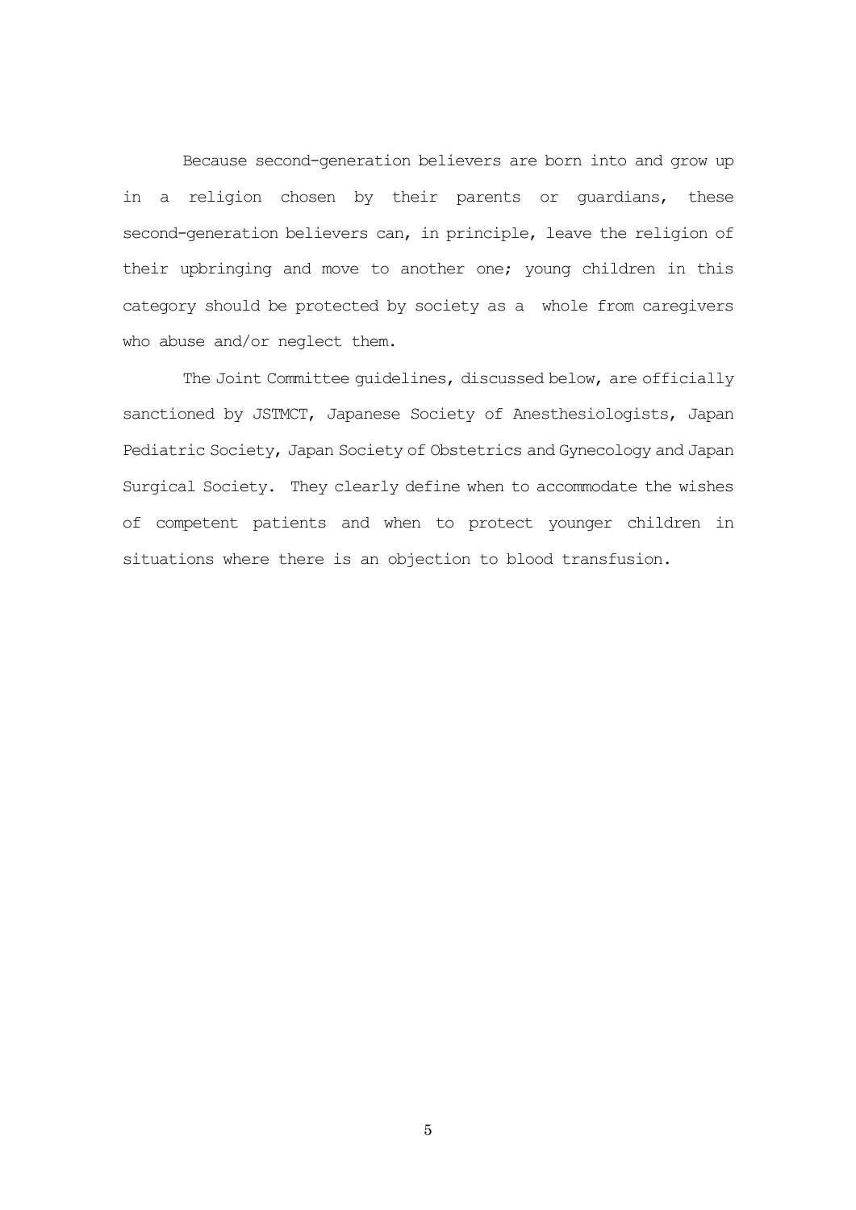Because second-generation believers are born into and grow up in a religion chosen by their parents or guardians, these second-generation believers can, in principle, leave the religion of their upbringing and move to another one; young children in this category should be protected by society as a whole from caregivers who abuse and/or neglect them.

The Joint Committee guidelines, discussed below, are officially sanctioned by JSTMCT, Japanese Society of Anesthesiologists, Japan Pediatric Society, Japan Society of Obstetrics and Gynecology and Japan Surgical Society. They clearly define when to accommodate the wishes of competent patients and when to protect younger children in situations where there is an objection to blood transfusion.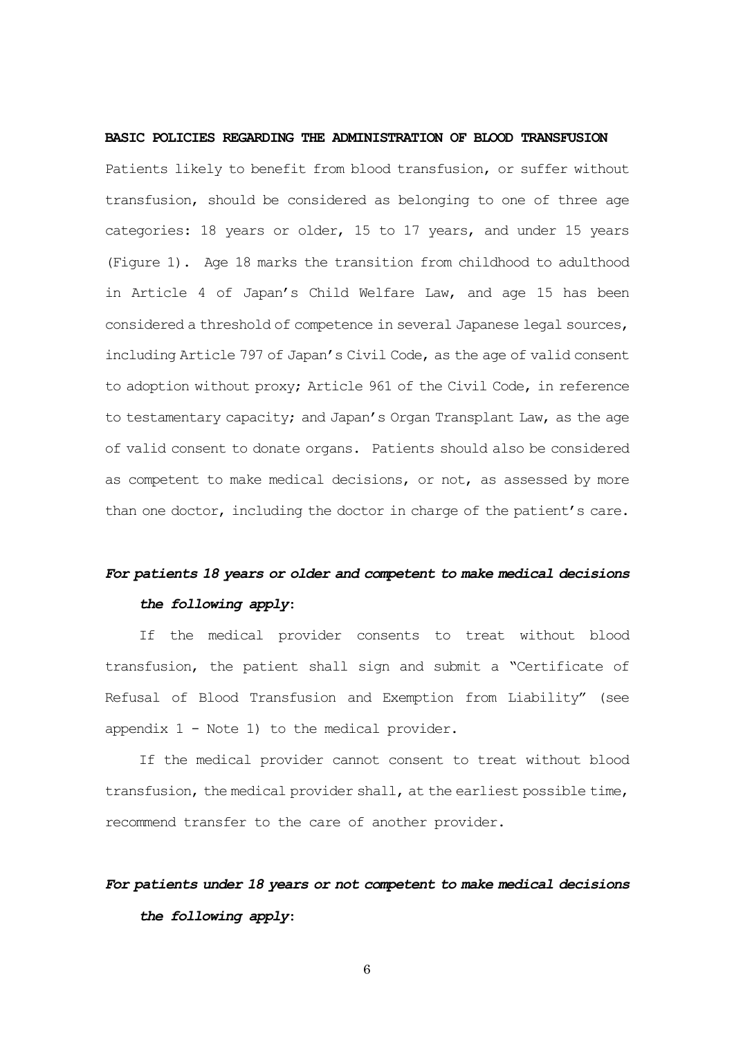**BASIC POLICIES REGARDING THE ADMINISTRATION OF BLOOD TRANSFUSION**

Patients likely to benefit from blood transfusion, or suffer without transfusion, should be considered as belonging to one of three age categories: 18 years or older, 15 to 17 years, and under 15 years (Figure 1). Age 18 marks the transition from childhood to adulthood in Article 4 of Japan's Child Welfare Law, and age 15 has been considered a threshold of competence in several Japanese legal sources, including Article 797 of Japan's Civil Code, as the age of valid consent to adoption without proxy; Article 961 of the Civil Code, in reference to testamentary capacity; and Japan's Organ Transplant Law, as the age of valid consent to donate organs. Patients should also be considered as competent to make medical decisions, or not, as assessed by more than one doctor, including the doctor in charge of the patient's care.

***For patients 18 years or older and competent to make medical decisions the following apply*:**

If the medical provider consents to treat without blood transfusion, the patient shall sign and submit a "Certificate of Refusal of Blood Transfusion and Exemption from Liability" (see appendix 1 - Note 1) to the medical provider.

If the medical provider cannot consent to treat without blood transfusion, the medical provider shall, at the earliest possible time, recommend transfer to the care of another provider.

***For patients under 18 years or not competent to make medical decisions the following apply*:**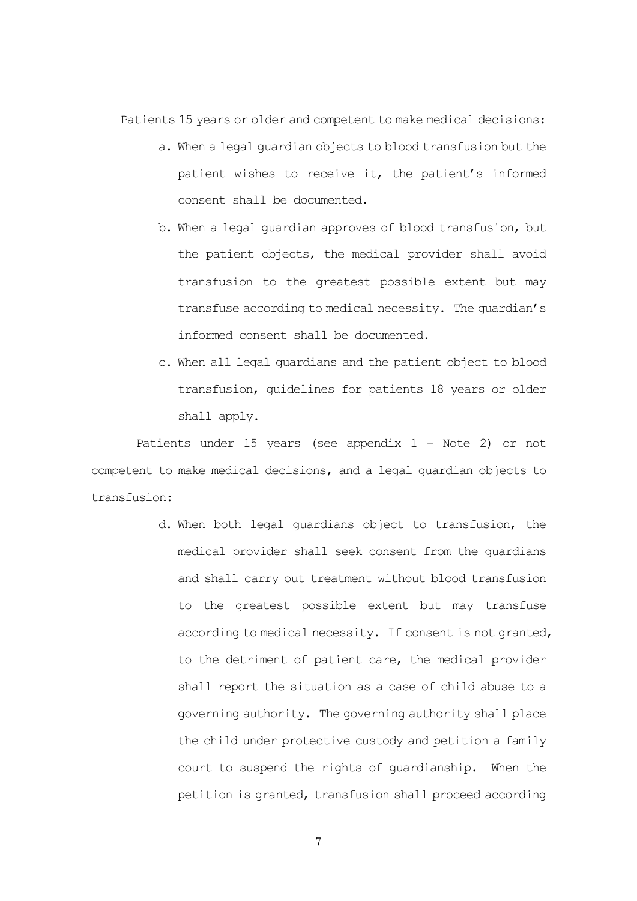Patients 15 years or older and competent to make medical decisions:

a. When a legal guardian objects to blood transfusion but the patient wishes to receive it, the patient's informed consent shall be documented.

b. When a legal guardian approves of blood transfusion, but the patient objects, the medical provider shall avoid transfusion to the greatest possible extent but may transfuse according to medical necessity. The guardian's informed consent shall be documented.

c. When all legal guardians and the patient object to blood transfusion, guidelines for patients 18 years or older shall apply.

Patients under 15 years (see appendix 1 – Note 2) or not competent to make medical decisions, and a legal guardian objects to transfusion:

d. When both legal guardians object to transfusion, the medical provider shall seek consent from the guardians and shall carry out treatment without blood transfusion to the greatest possible extent but may transfuse according to medical necessity. If consent is not granted, to the detriment of patient care, the medical provider shall report the situation as a case of child abuse to a governing authority. The governing authority shall place the child under protective custody and petition a family court to suspend the rights of guardianship. When the petition is granted, transfusion shall proceed according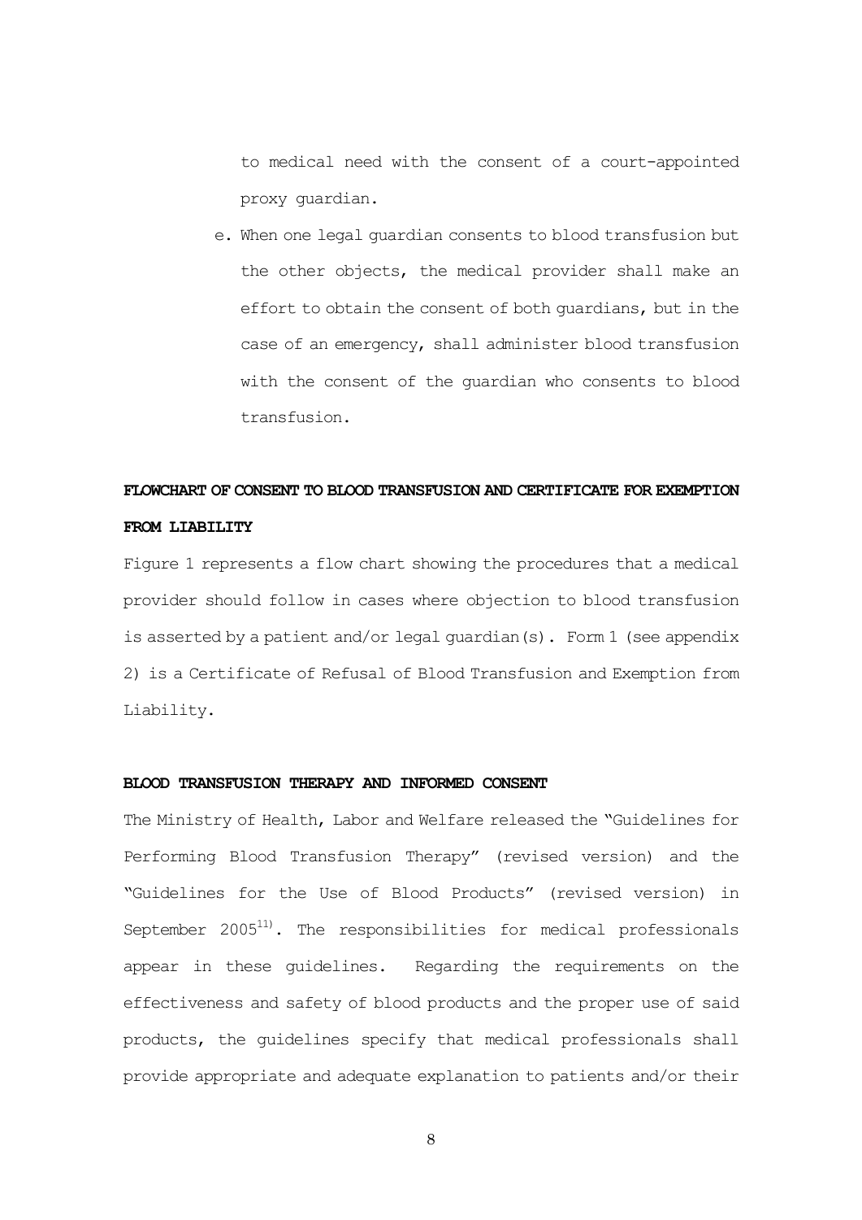to medical need with the consent of a court-appointed proxy guardian.

e. When one legal guardian consents to blood transfusion but the other objects, the medical provider shall make an effort to obtain the consent of both guardians, but in the case of an emergency, shall administer blood transfusion with the consent of the guardian who consents to blood transfusion.

**FLOWCHART OF CONSENT TO BLOOD TRANSFUSION AND CERTIFICATE FOR EXEMPTION FROM LIABILITY**

Figure 1 represents a flow chart showing the procedures that a medical provider should follow in cases where objection to blood transfusion is asserted by a patient and/or legal guardian(s). Form 1 (see appendix 2) is a Certificate of Refusal of Blood Transfusion and Exemption from Liability.

**BLOOD TRANSFUSION THERAPY AND INFORMED CONSENT**

The Ministry of Health, Labor and Welfare released the "Guidelines for Performing Blood Transfusion Therapy" (revised version) and the "Guidelines for the Use of Blood Products" (revised version) in September 2005[11]. The responsibilities for medical professionals appear in these guidelines. Regarding the requirements on the effectiveness and safety of blood products and the proper use of said products, the guidelines specify that medical professionals shall provide appropriate and adequate explanation to patients and/or their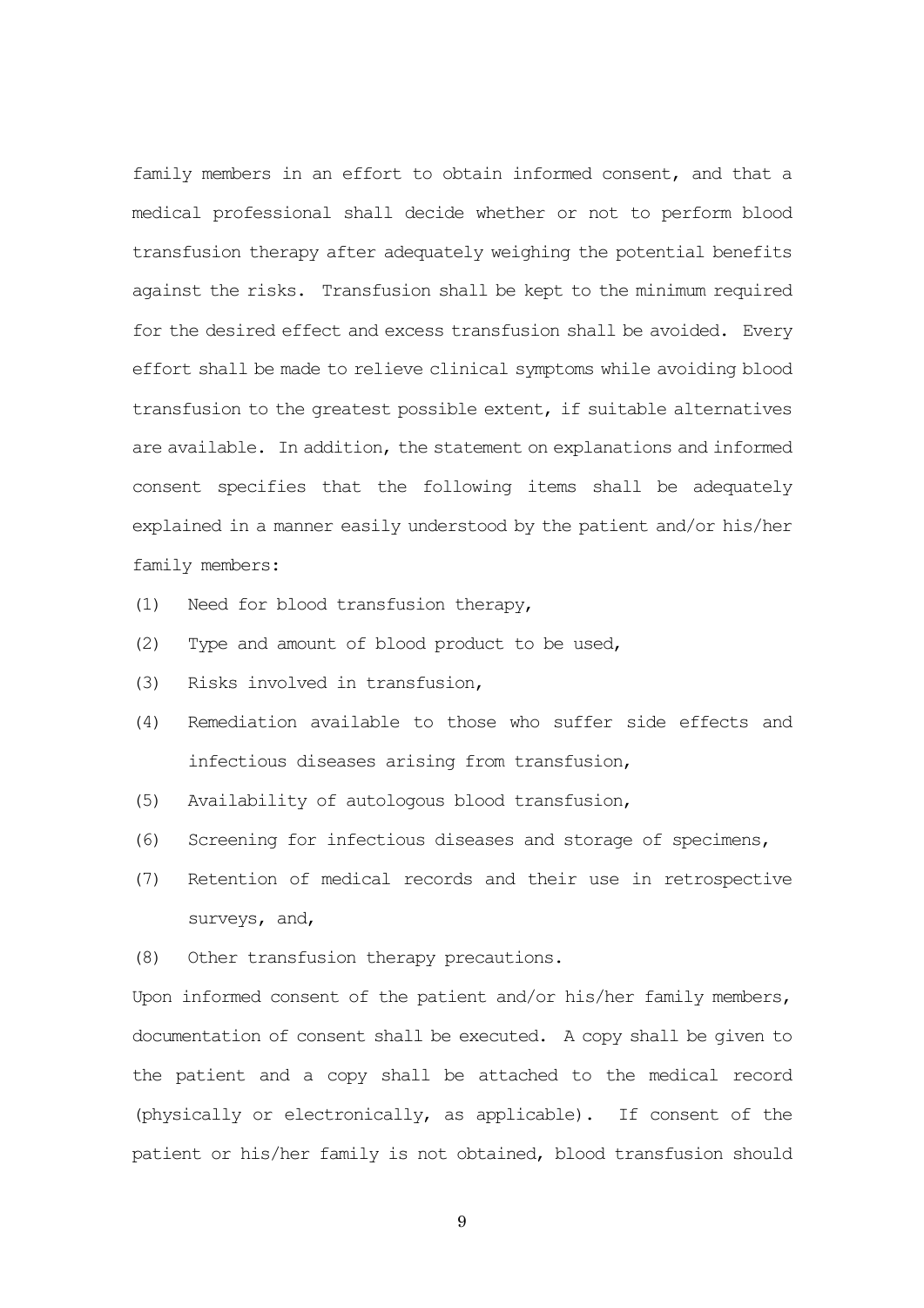family members in an effort to obtain informed consent, and that a medical professional shall decide whether or not to perform blood transfusion therapy after adequately weighing the potential benefits against the risks. Transfusion shall be kept to the minimum required for the desired effect and excess transfusion shall be avoided. Every effort shall be made to relieve clinical symptoms while avoiding blood transfusion to the greatest possible extent, if suitable alternatives are available. In addition, the statement on explanations and informed consent specifies that the following items shall be adequately explained in a manner easily understood by the patient and/or his/her family members:

(1) Need for blood transfusion therapy,

(2) Type and amount of blood product to be used,

(3) Risks involved in transfusion,

(4) Remediation available to those who suffer side effects and infectious diseases arising from transfusion,

(5) Availability of autologous blood transfusion,

(6) Screening for infectious diseases and storage of specimens,

(7) Retention of medical records and their use in retrospective surveys, and,

(8) Other transfusion therapy precautions.

Upon informed consent of the patient and/or his/her family members, documentation of consent shall be executed. A copy shall be given to the patient and a copy shall be attached to the medical record (physically or electronically, as applicable). If consent of the patient or his/her family is not obtained, blood transfusion should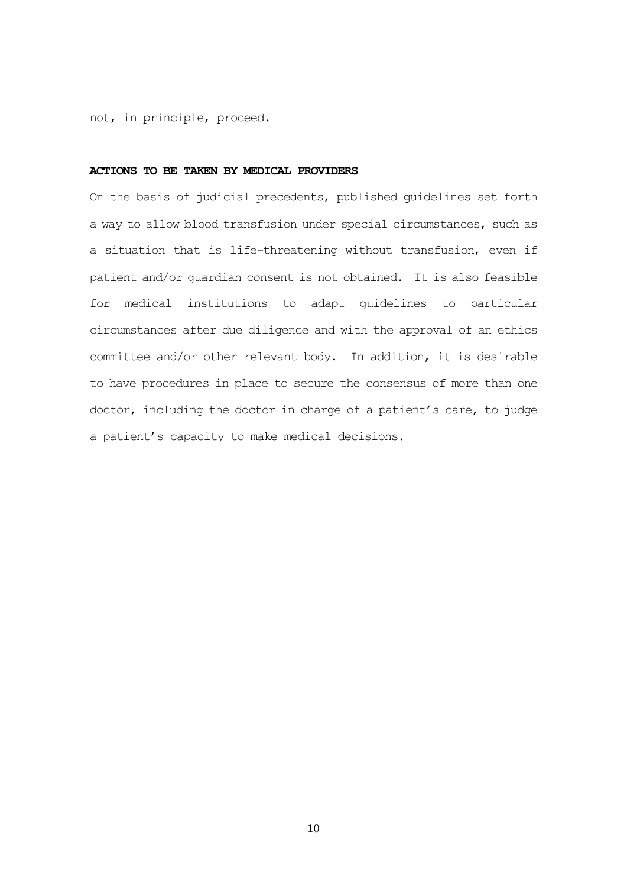not, in principle, proceed.

**ACTIONS TO BE TAKEN BY MEDICAL PROVIDERS**

On the basis of judicial precedents, published guidelines set forth a way to allow blood transfusion under special circumstances, such as a situation that is life-threatening without transfusion, even if patient and/or guardian consent is not obtained. It is also feasible for medical institutions to adapt guidelines to particular circumstances after due diligence and with the approval of an ethics committee and/or other relevant body. In addition, it is desirable to have procedures in place to secure the consensus of more than one doctor, including the doctor in charge of a patient's care, to judge a patient's capacity to make medical decisions.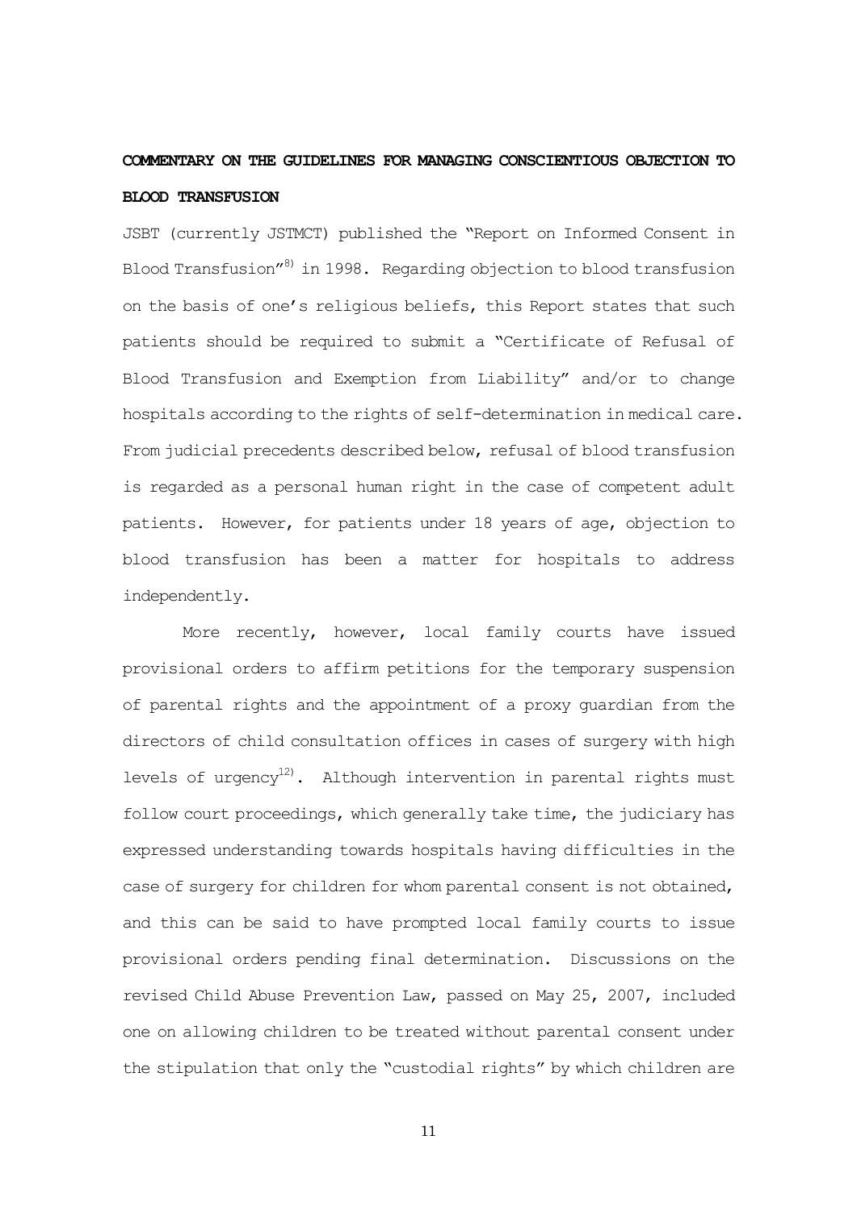**COMMENTARY ON THE GUIDELINES FOR MANAGING CONSCIENTIOUS OBJECTION TO BLOOD TRANSFUSION**

JSBT (currently JSTMCT) published the "Report on Informed Consent in Blood Transfusion"[8] in 1998. Regarding objection to blood transfusion on the basis of one's religious beliefs, this Report states that such patients should be required to submit a "Certificate of Refusal of Blood Transfusion and Exemption from Liability" and/or to change hospitals according to the rights of self-determination in medical care. From judicial precedents described below, refusal of blood transfusion is regarded as a personal human right in the case of competent adult patients. However, for patients under 18 years of age, objection to blood transfusion has been a matter for hospitals to address independently.

More recently, however, local family courts have issued provisional orders to affirm petitions for the temporary suspension of parental rights and the appointment of a proxy guardian from the directors of child consultation offices in cases of surgery with high levels of urgency[12]. Although intervention in parental rights must follow court proceedings, which generally take time, the judiciary has expressed understanding towards hospitals having difficulties in the case of surgery for children for whom parental consent is not obtained, and this can be said to have prompted local family courts to issue provisional orders pending final determination. Discussions on the revised Child Abuse Prevention Law, passed on May 25, 2007, included one on allowing children to be treated without parental consent under the stipulation that only the "custodial rights" by which children are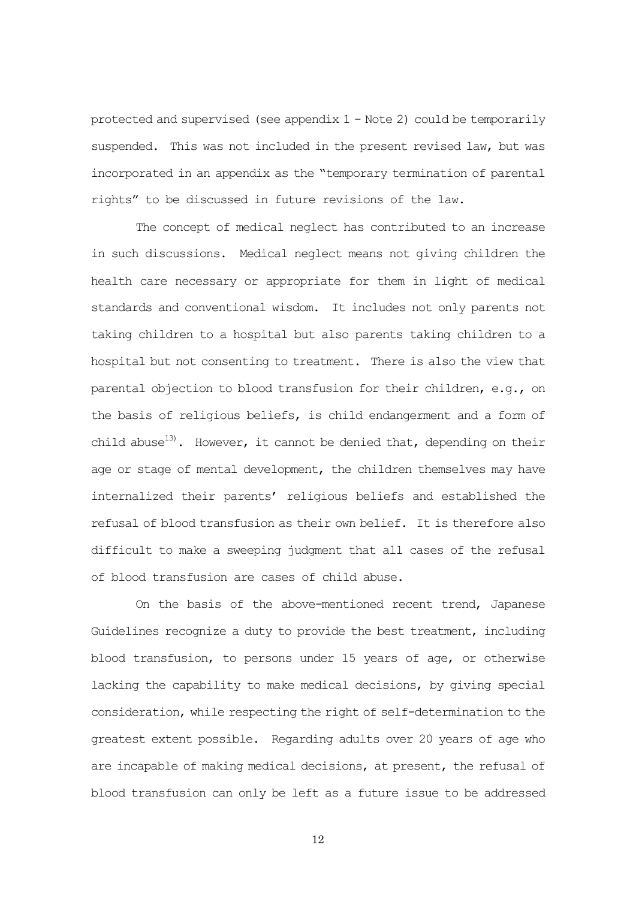protected and supervised (see appendix 1 - Note 2) could be temporarily suspended. This was not included in the present revised law, but was incorporated in an appendix as the "temporary termination of parental rights" to be discussed in future revisions of the law.

The concept of medical neglect has contributed to an increase in such discussions. Medical neglect means not giving children the health care necessary or appropriate for them in light of medical standards and conventional wisdom. It includes not only parents not taking children to a hospital but also parents taking children to a hospital but not consenting to treatment. There is also the view that parental objection to blood transfusion for their children, e.g., on the basis of religious beliefs, is child endangerment and a form of child abuse[13]. However, it cannot be denied that, depending on their age or stage of mental development, the children themselves may have internalized their parents' religious beliefs and established the refusal of blood transfusion as their own belief. It is therefore also difficult to make a sweeping judgment that all cases of the refusal of blood transfusion are cases of child abuse.

On the basis of the above-mentioned recent trend, Japanese Guidelines recognize a duty to provide the best treatment, including blood transfusion, to persons under 15 years of age, or otherwise lacking the capability to make medical decisions, by giving special consideration, while respecting the right of self-determination to the greatest extent possible. Regarding adults over 20 years of age who are incapable of making medical decisions, at present, the refusal of blood transfusion can only be left as a future issue to be addressed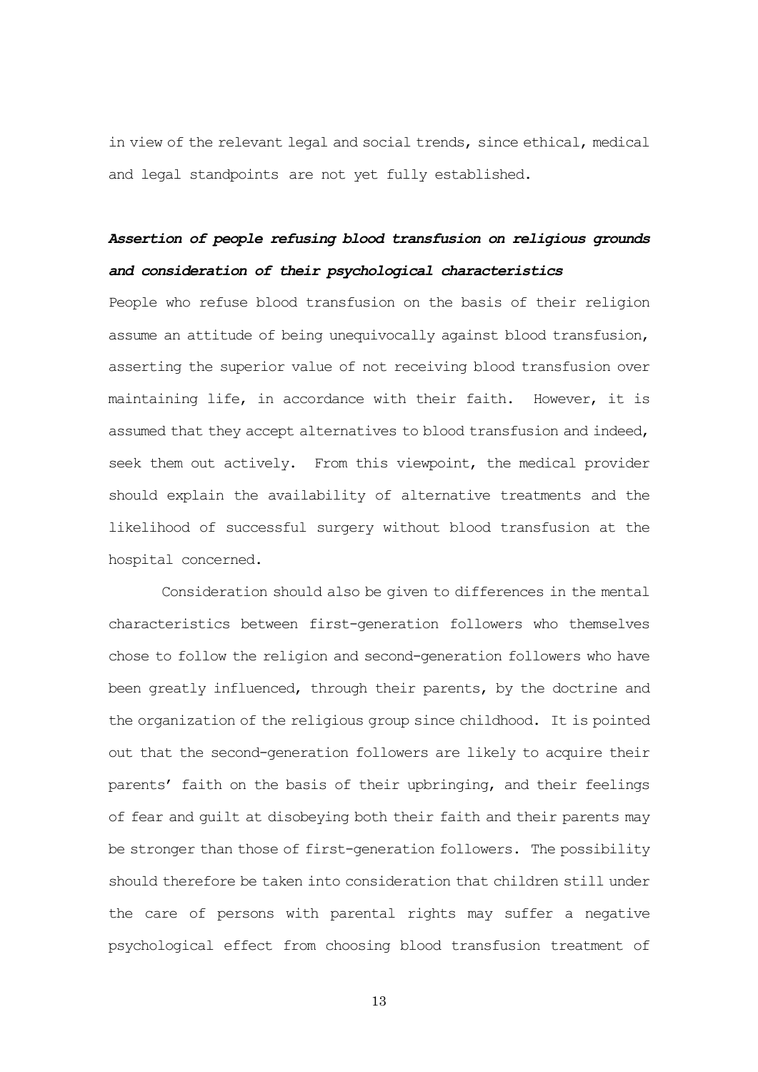in view of the relevant legal and social trends, since ethical, medical and legal standpoints are not yet fully established.

### ***Assertion of people refusing blood transfusion on religious grounds and consideration of their psychological characteristics***

People who refuse blood transfusion on the basis of their religion assume an attitude of being unequivocally against blood transfusion, asserting the superior value of not receiving blood transfusion over maintaining life, in accordance with their faith. However, it is assumed that they accept alternatives to blood transfusion and indeed, seek them out actively. From this viewpoint, the medical provider should explain the availability of alternative treatments and the likelihood of successful surgery without blood transfusion at the hospital concerned.

Consideration should also be given to differences in the mental characteristics between first-generation followers who themselves chose to follow the religion and second-generation followers who have been greatly influenced, through their parents, by the doctrine and the organization of the religious group since childhood. It is pointed out that the second-generation followers are likely to acquire their parents' faith on the basis of their upbringing, and their feelings of fear and guilt at disobeying both their faith and their parents may be stronger than those of first-generation followers. The possibility should therefore be taken into consideration that children still under the care of persons with parental rights may suffer a negative psychological effect from choosing blood transfusion treatment of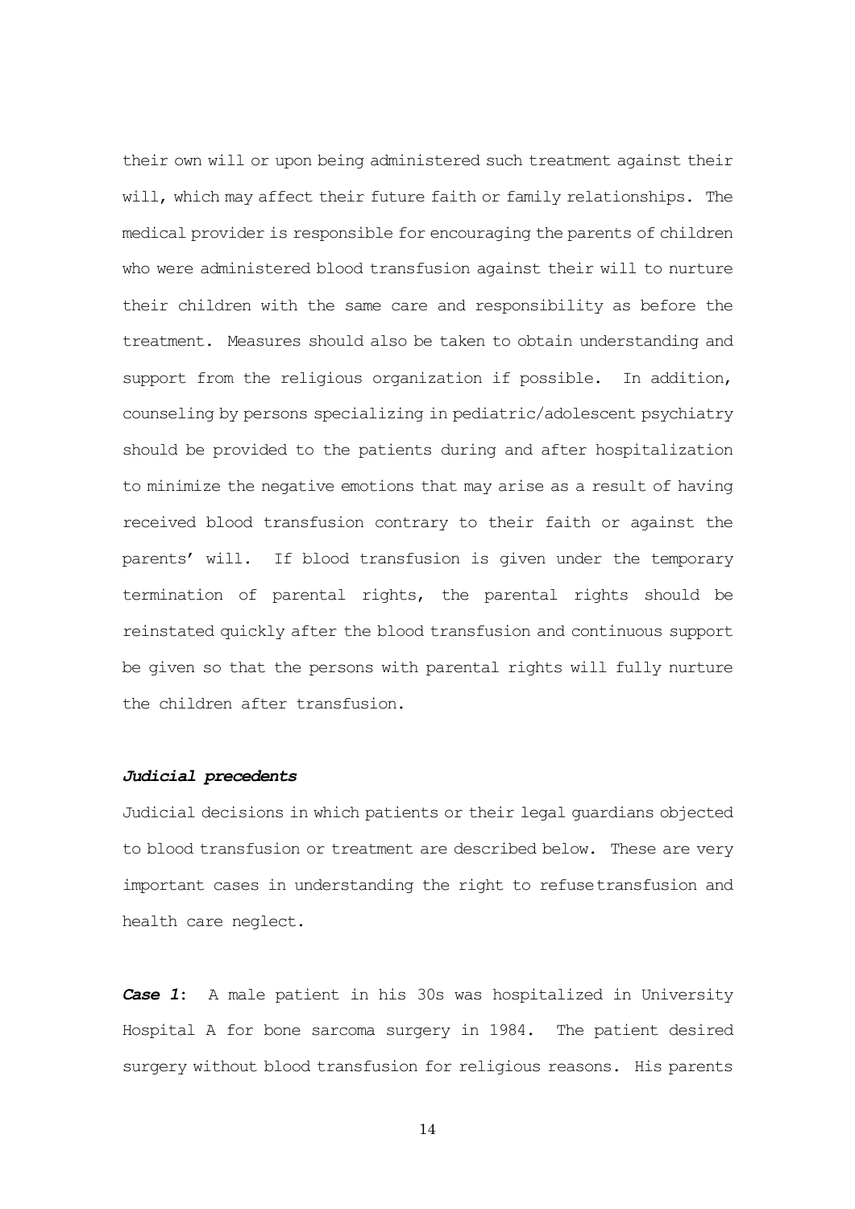their own will or upon being administered such treatment against their will, which may affect their future faith or family relationships. The medical provider is responsible for encouraging the parents of children who were administered blood transfusion against their will to nurture their children with the same care and responsibility as before the treatment. Measures should also be taken to obtain understanding and support from the religious organization if possible. In addition, counseling by persons specializing in pediatric/adolescent psychiatry should be provided to the patients during and after hospitalization to minimize the negative emotions that may arise as a result of having received blood transfusion contrary to their faith or against the parents' will. If blood transfusion is given under the temporary termination of parental rights, the parental rights should be reinstated quickly after the blood transfusion and continuous support be given so that the persons with parental rights will fully nurture the children after transfusion.

***Judicial precedents***

Judicial decisions in which patients or their legal guardians objected to blood transfusion or treatment are described below. These are very important cases in understanding the right to refuse transfusion and health care neglect.

***Case 1***: A male patient in his 30s was hospitalized in University Hospital A for bone sarcoma surgery in 1984. The patient desired surgery without blood transfusion for religious reasons. His parents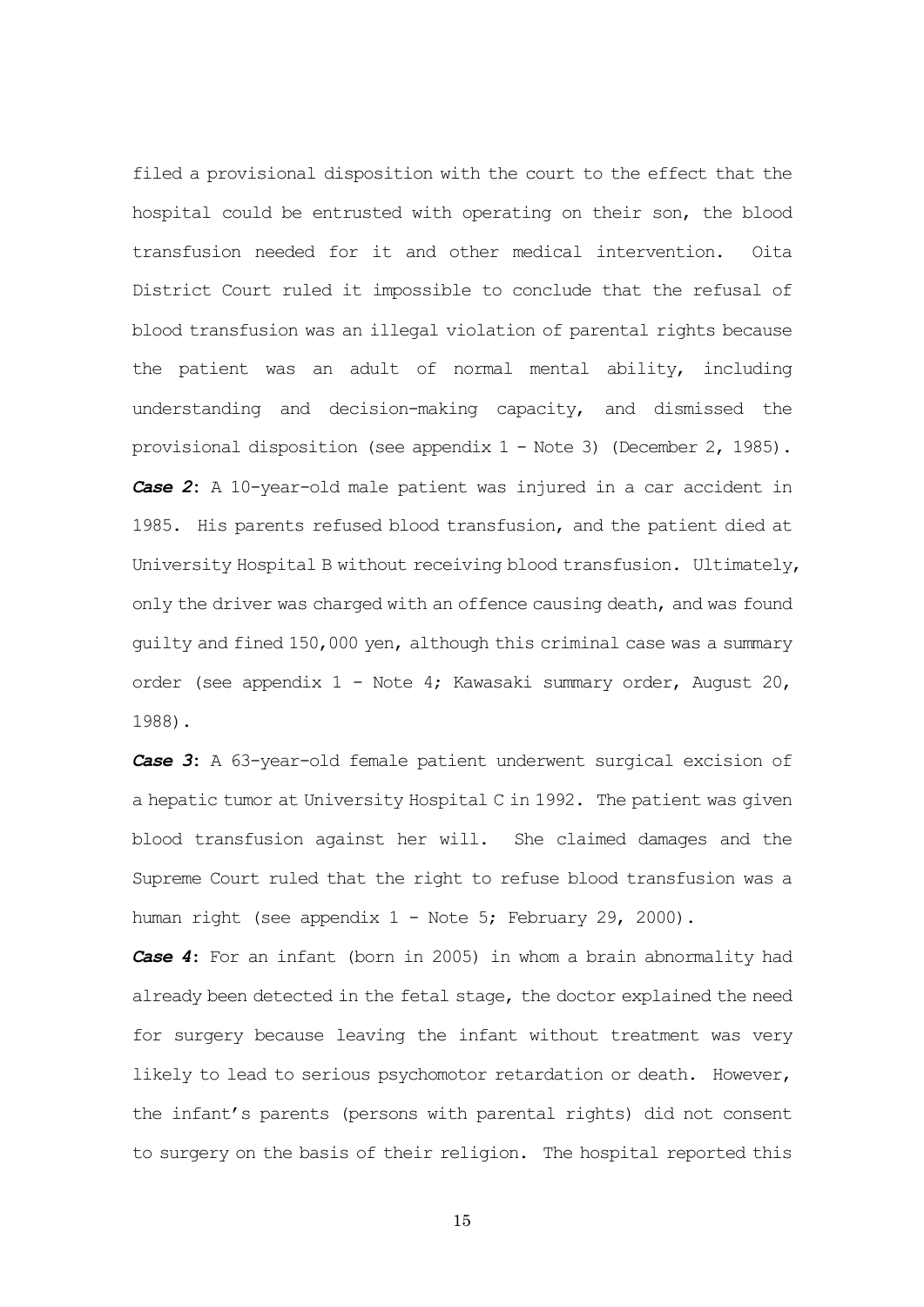filed a provisional disposition with the court to the effect that the hospital could be entrusted with operating on their son, the blood transfusion needed for it and other medical intervention. Oita District Court ruled it impossible to conclude that the refusal of blood transfusion was an illegal violation of parental rights because the patient was an adult of normal mental ability, including understanding and decision-making capacity, and dismissed the provisional disposition (see appendix 1 - Note 3) (December 2, 1985).

***Case 2***: A 10-year-old male patient was injured in a car accident in 1985. His parents refused blood transfusion, and the patient died at University Hospital B without receiving blood transfusion. Ultimately, only the driver was charged with an offence causing death, and was found guilty and fined 150,000 yen, although this criminal case was a summary order (see appendix 1 - Note 4; Kawasaki summary order, August 20, 1988).

***Case 3***: A 63-year-old female patient underwent surgical excision of a hepatic tumor at University Hospital C in 1992. The patient was given blood transfusion against her will. She claimed damages and the Supreme Court ruled that the right to refuse blood transfusion was a human right (see appendix 1 - Note 5; February 29, 2000).

***Case 4***: For an infant (born in 2005) in whom a brain abnormality had already been detected in the fetal stage, the doctor explained the need for surgery because leaving the infant without treatment was very likely to lead to serious psychomotor retardation or death. However, the infant's parents (persons with parental rights) did not consent to surgery on the basis of their religion. The hospital reported this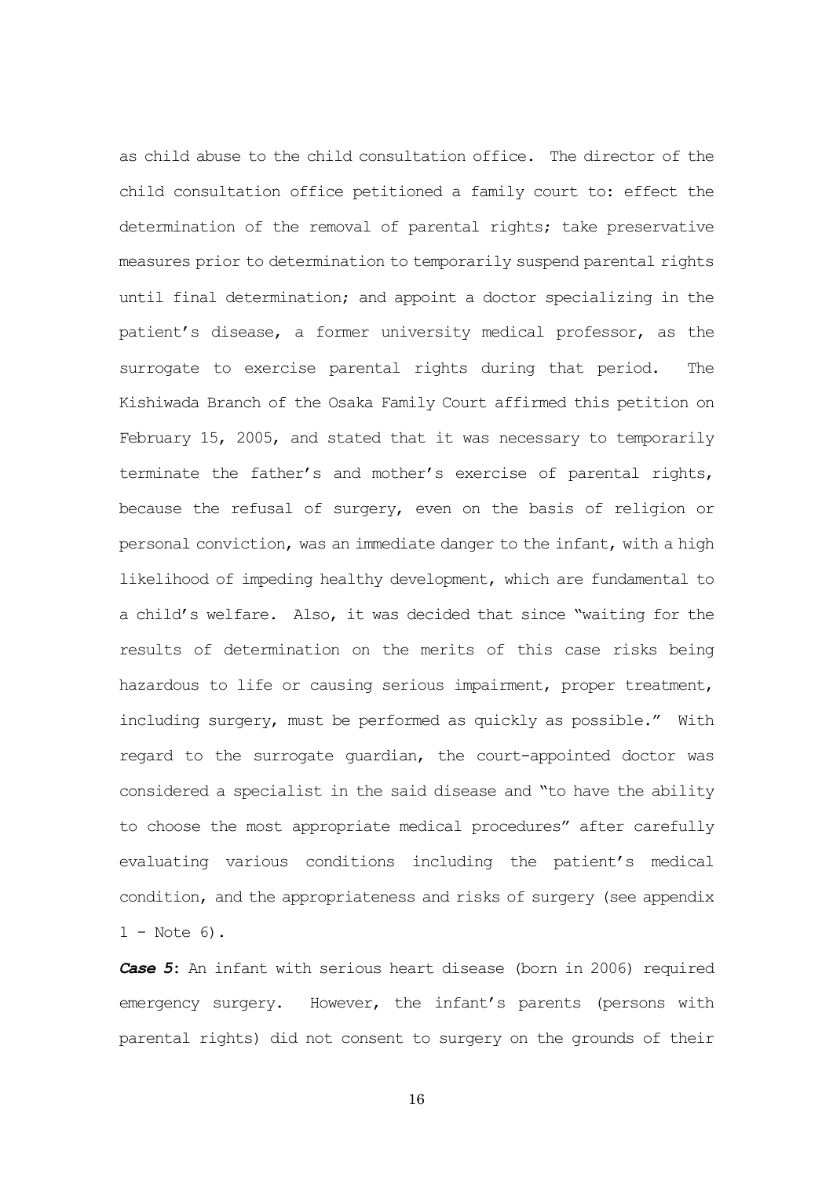as child abuse to the child consultation office. The director of the child consultation office petitioned a family court to: effect the determination of the removal of parental rights; take preservative measures prior to determination to temporarily suspend parental rights until final determination; and appoint a doctor specializing in the patient's disease, a former university medical professor, as the surrogate to exercise parental rights during that period. The Kishiwada Branch of the Osaka Family Court affirmed this petition on February 15, 2005, and stated that it was necessary to temporarily terminate the father's and mother's exercise of parental rights, because the refusal of surgery, even on the basis of religion or personal conviction, was an immediate danger to the infant, with a high likelihood of impeding healthy development, which are fundamental to a child's welfare. Also, it was decided that since "waiting for the results of determination on the merits of this case risks being hazardous to life or causing serious impairment, proper treatment, including surgery, must be performed as quickly as possible." With regard to the surrogate guardian, the court-appointed doctor was considered a specialist in the said disease and "to have the ability to choose the most appropriate medical procedures" after carefully evaluating various conditions including the patient's medical condition, and the appropriateness and risks of surgery (see appendix 1 - Note 6).

***Case 5***: An infant with serious heart disease (born in 2006) required emergency surgery. However, the infant's parents (persons with parental rights) did not consent to surgery on the grounds of their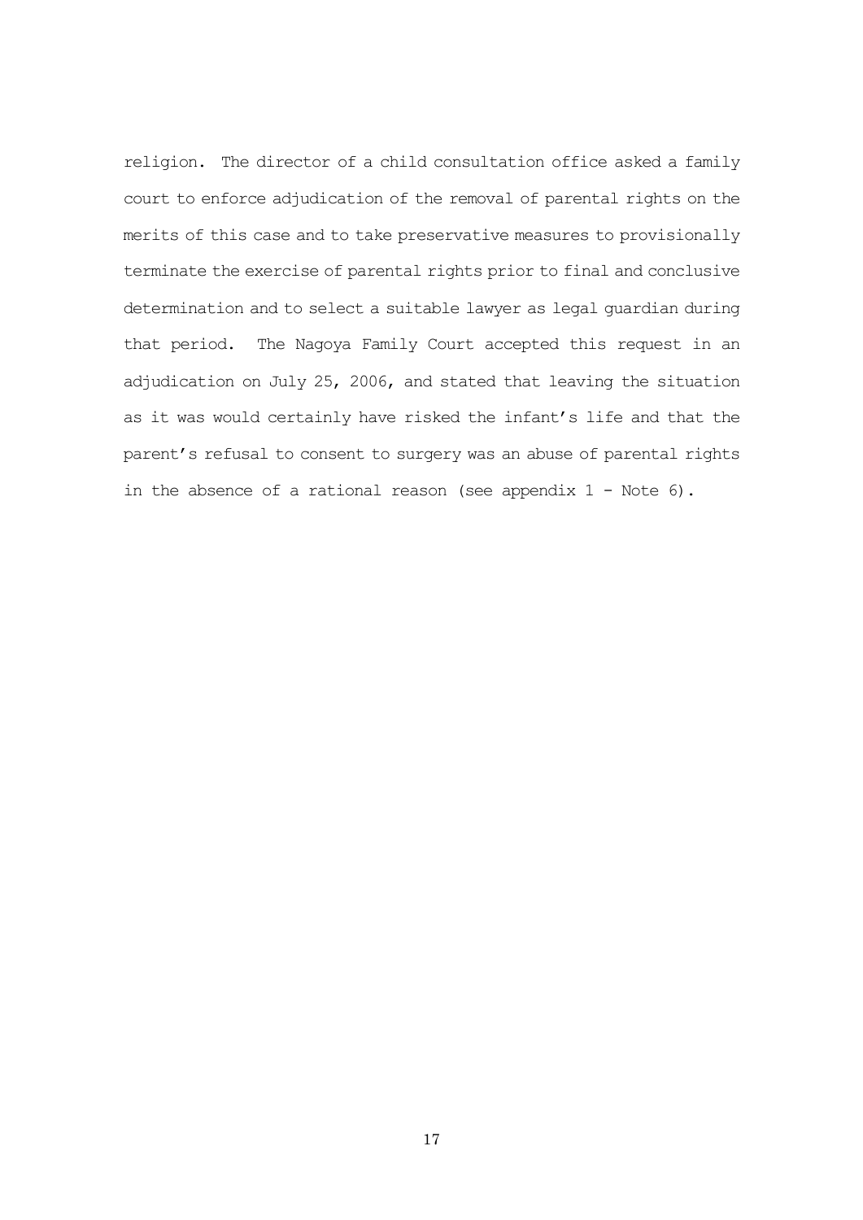religion. The director of a child consultation office asked a family court to enforce adjudication of the removal of parental rights on the merits of this case and to take preservative measures to provisionally terminate the exercise of parental rights prior to final and conclusive determination and to select a suitable lawyer as legal guardian during that period. The Nagoya Family Court accepted this request in an adjudication on July 25, 2006, and stated that leaving the situation as it was would certainly have risked the infant's life and that the parent's refusal to consent to surgery was an abuse of parental rights in the absence of a rational reason (see appendix 1 - Note 6).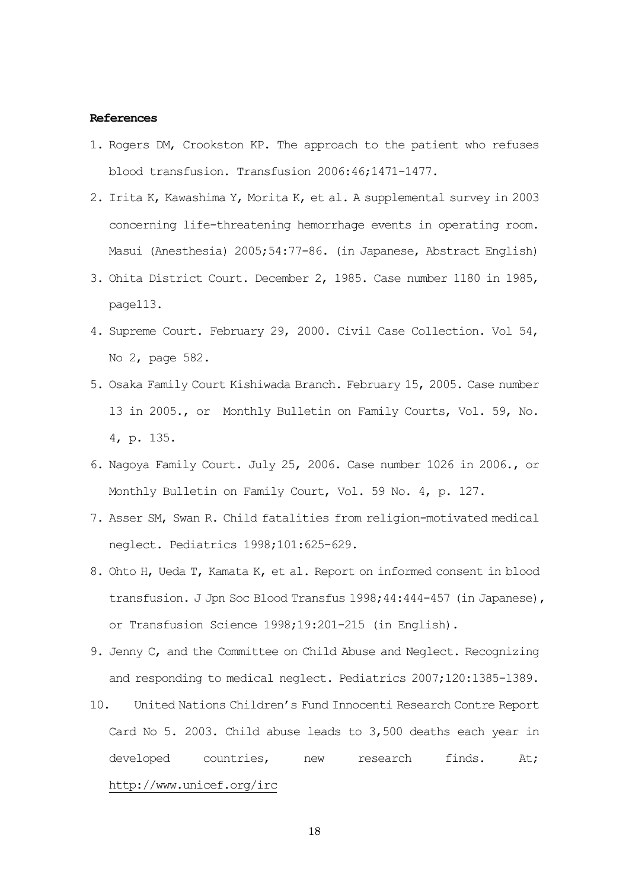**References**

1. Rogers DM, Crookston KP. The approach to the patient who refuses blood transfusion. Transfusion 2006:46;1471-1477.
2. Irita K, Kawashima Y, Morita K, et al. A supplemental survey in 2003 concerning life-threatening hemorrhage events in operating room. Masui (Anesthesia) 2005;54:77-86. (in Japanese, Abstract English)
3. Ohita District Court. December 2, 1985. Case number 1180 in 1985, page113.
4. Supreme Court. February 29, 2000. Civil Case Collection. Vol 54, No 2, page 582.
5. Osaka Family Court Kishiwada Branch. February 15, 2005. Case number 13 in 2005., or Monthly Bulletin on Family Courts, Vol. 59, No. 4, p. 135.
6. Nagoya Family Court. July 25, 2006. Case number 1026 in 2006., or Monthly Bulletin on Family Court, Vol. 59 No. 4, p. 127.
7. Asser SM, Swan R. Child fatalities from religion-motivated medical neglect. Pediatrics 1998;101:625-629.
8. Ohto H, Ueda T, Kamata K, et al. Report on informed consent in blood transfusion. J Jpn Soc Blood Transfus 1998;44:444-457 (in Japanese), or Transfusion Science 1998;19:201-215 (in English).
9. Jenny C, and the Committee on Child Abuse and Neglect. Recognizing and responding to medical neglect. Pediatrics 2007;120:1385-1389.
10. United Nations Children's Fund Innocenti Research Contre Report Card No 5. 2003. Child abuse leads to 3,500 deaths each year in developed countries, new research finds. At; http://www.unicef.org/irc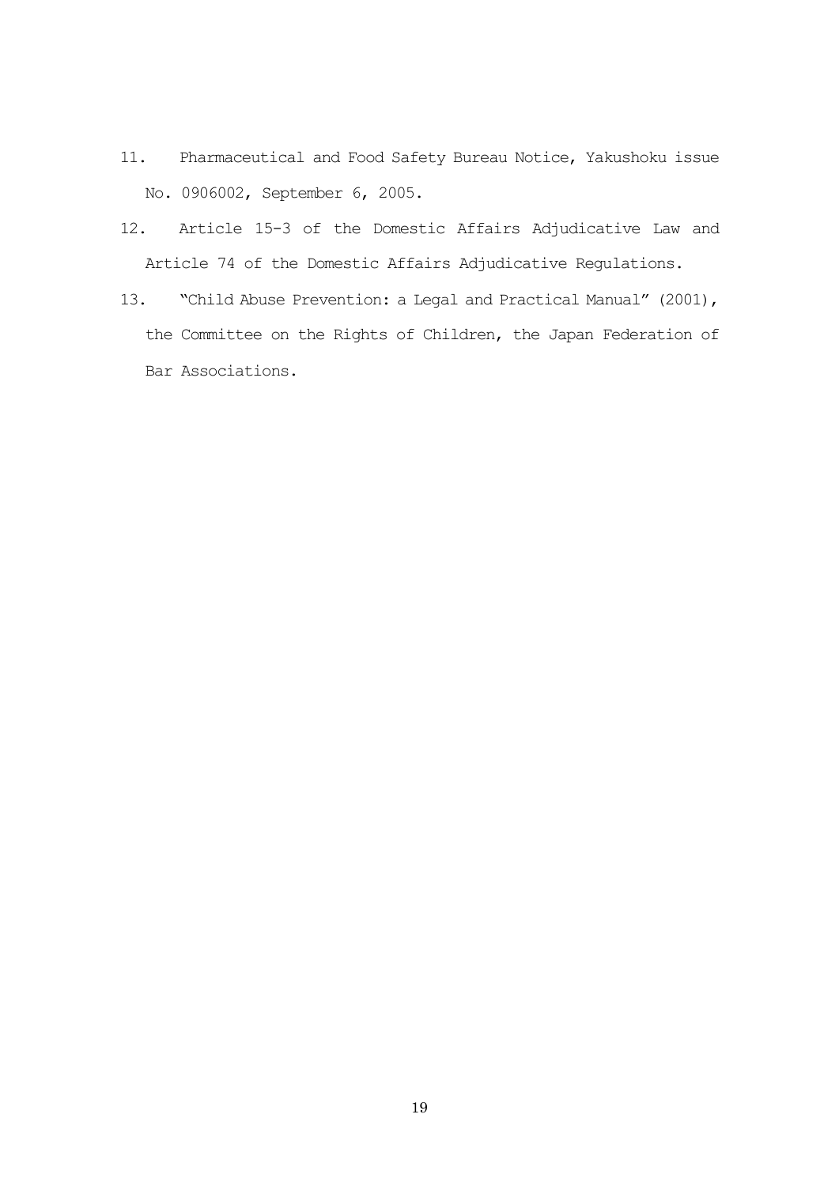11. Pharmaceutical and Food Safety Bureau Notice, Yakushoku issue No. 0906002, September 6, 2005.
12. Article 15-3 of the Domestic Affairs Adjudicative Law and Article 74 of the Domestic Affairs Adjudicative Regulations.
13. "Child Abuse Prevention: a Legal and Practical Manual" (2001), the Committee on the Rights of Children, the Japan Federation of Bar Associations.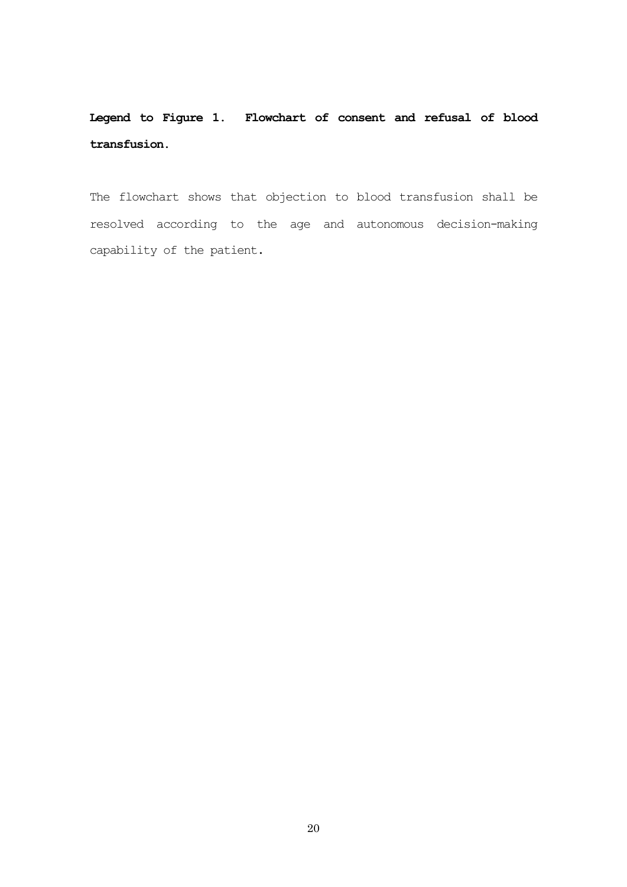**Legend to Figure 1. Flowchart of consent and refusal of blood transfusion.**

The flowchart shows that objection to blood transfusion shall be resolved according to the age and autonomous decision-making capability of the patient.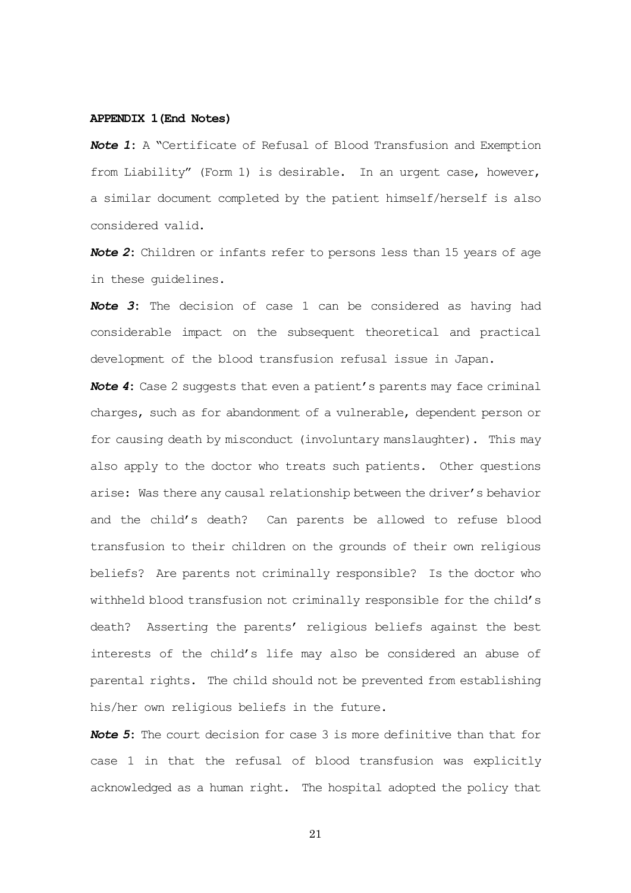**APPENDIX 1(End Notes)**

***Note 1***: A "Certificate of Refusal of Blood Transfusion and Exemption from Liability" (Form 1) is desirable. In an urgent case, however, a similar document completed by the patient himself/herself is also considered valid.

***Note 2***: Children or infants refer to persons less than 15 years of age in these guidelines.

***Note 3***: The decision of case 1 can be considered as having had considerable impact on the subsequent theoretical and practical development of the blood transfusion refusal issue in Japan.

***Note 4***: Case 2 suggests that even a patient's parents may face criminal charges, such as for abandonment of a vulnerable, dependent person or for causing death by misconduct (involuntary manslaughter). This may also apply to the doctor who treats such patients. Other questions arise: Was there any causal relationship between the driver's behavior and the child's death? Can parents be allowed to refuse blood transfusion to their children on the grounds of their own religious beliefs? Are parents not criminally responsible? Is the doctor who withheld blood transfusion not criminally responsible for the child's death? Asserting the parents' religious beliefs against the best interests of the child's life may also be considered an abuse of parental rights. The child should not be prevented from establishing his/her own religious beliefs in the future.

***Note 5***: The court decision for case 3 is more definitive than that for case 1 in that the refusal of blood transfusion was explicitly acknowledged as a human right. The hospital adopted the policy that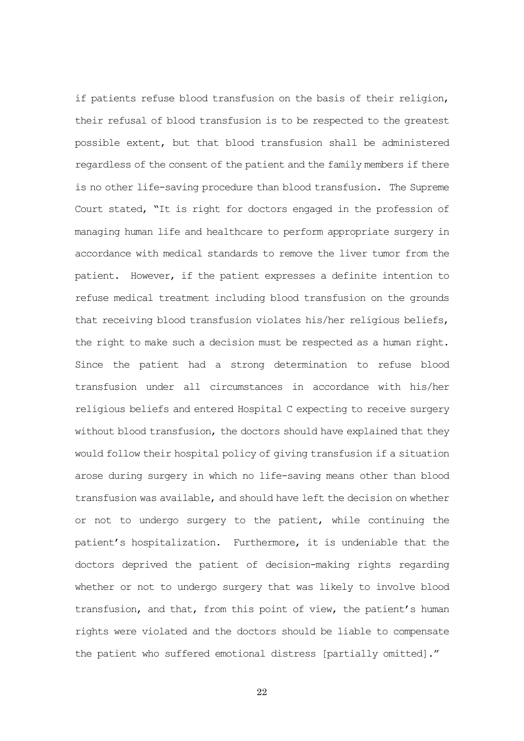if patients refuse blood transfusion on the basis of their religion, their refusal of blood transfusion is to be respected to the greatest possible extent, but that blood transfusion shall be administered regardless of the consent of the patient and the family members if there is no other life-saving procedure than blood transfusion. The Supreme Court stated, "It is right for doctors engaged in the profession of managing human life and healthcare to perform appropriate surgery in accordance with medical standards to remove the liver tumor from the patient. However, if the patient expresses a definite intention to refuse medical treatment including blood transfusion on the grounds that receiving blood transfusion violates his/her religious beliefs, the right to make such a decision must be respected as a human right. Since the patient had a strong determination to refuse blood transfusion under all circumstances in accordance with his/her religious beliefs and entered Hospital C expecting to receive surgery without blood transfusion, the doctors should have explained that they would follow their hospital policy of giving transfusion if a situation arose during surgery in which no life-saving means other than blood transfusion was available, and should have left the decision on whether or not to undergo surgery to the patient, while continuing the patient's hospitalization. Furthermore, it is undeniable that the doctors deprived the patient of decision-making rights regarding whether or not to undergo surgery that was likely to involve blood transfusion, and that, from this point of view, the patient's human rights were violated and the doctors should be liable to compensate the patient who suffered emotional distress [partially omitted]."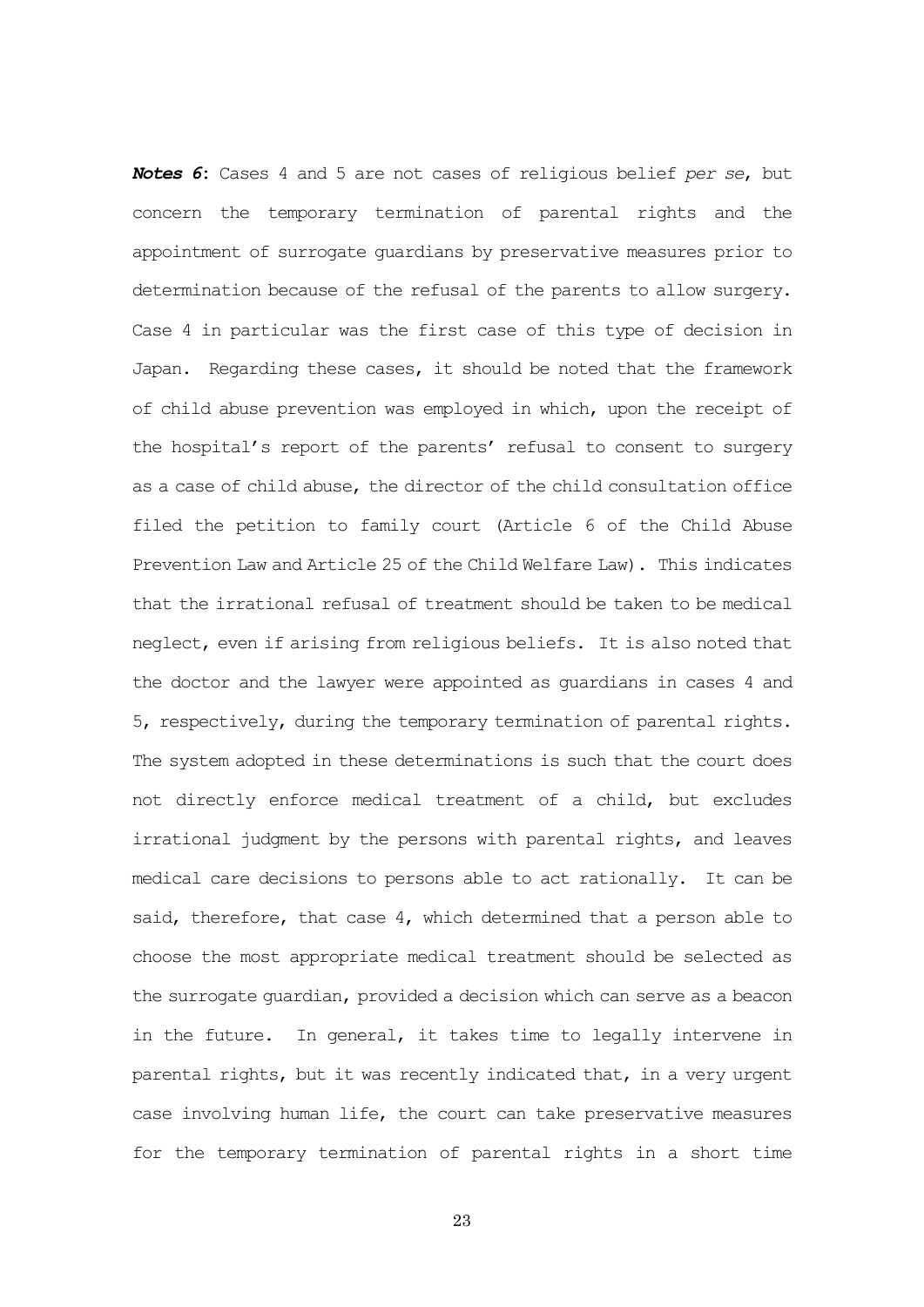***Notes 6***: Cases 4 and 5 are not cases of religious belief *per se*, but concern the temporary termination of parental rights and the appointment of surrogate guardians by preservative measures prior to determination because of the refusal of the parents to allow surgery. Case 4 in particular was the first case of this type of decision in Japan. Regarding these cases, it should be noted that the framework of child abuse prevention was employed in which, upon the receipt of the hospital's report of the parents' refusal to consent to surgery as a case of child abuse, the director of the child consultation office filed the petition to family court (Article 6 of the Child Abuse Prevention Law and Article 25 of the Child Welfare Law). This indicates that the irrational refusal of treatment should be taken to be medical neglect, even if arising from religious beliefs. It is also noted that the doctor and the lawyer were appointed as guardians in cases 4 and 5, respectively, during the temporary termination of parental rights. The system adopted in these determinations is such that the court does not directly enforce medical treatment of a child, but excludes irrational judgment by the persons with parental rights, and leaves medical care decisions to persons able to act rationally. It can be said, therefore, that case 4, which determined that a person able to choose the most appropriate medical treatment should be selected as the surrogate guardian, provided a decision which can serve as a beacon in the future. In general, it takes time to legally intervene in parental rights, but it was recently indicated that, in a very urgent case involving human life, the court can take preservative measures for the temporary termination of parental rights in a short time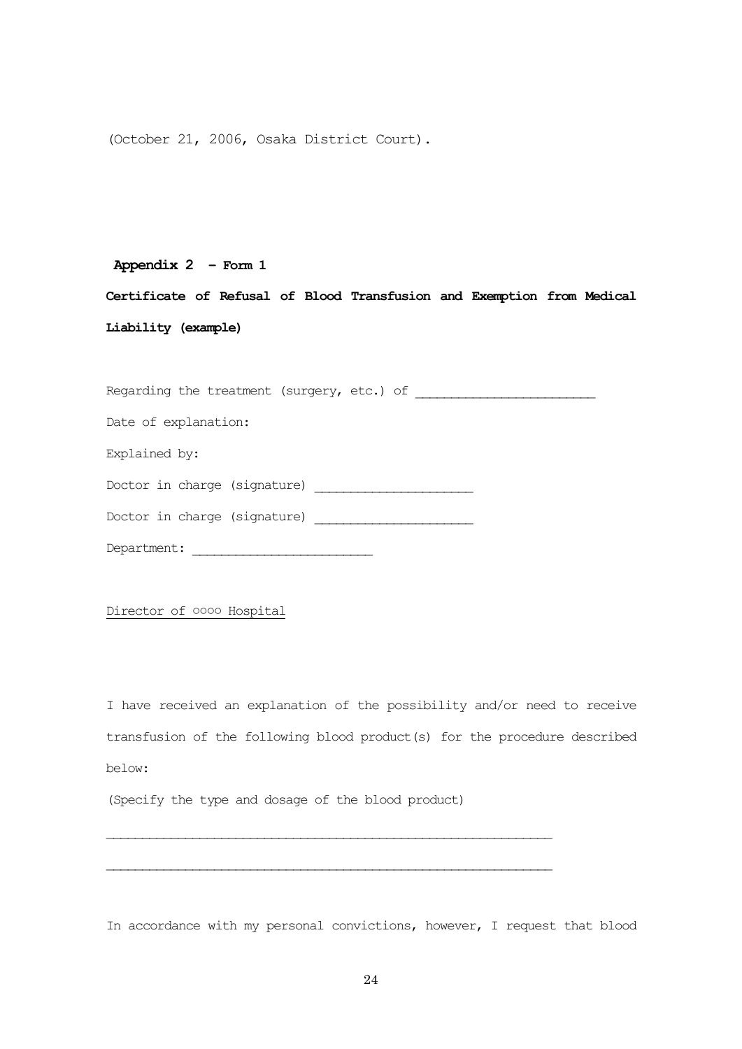(October 21, 2006, Osaka District Court).

**Appendix 2 – Form 1**

**Certificate of Refusal of Blood Transfusion and Exemption from Medical Liability (example)**

Regarding the treatment (surgery, etc.) of ________________________

Date of explanation:

Explained by:

Doctor in charge (signature) ____________________

Doctor in charge (signature) ____________________

Department: ________________________

Director of ○○○○ Hospital

I have received an explanation of the possibility and/or need to receive transfusion of the following blood product(s) for the procedure described below:

(Specify the type and dosage of the blood product)

____________________________________________________________

____________________________________________________________

In accordance with my personal convictions, however, I request that blood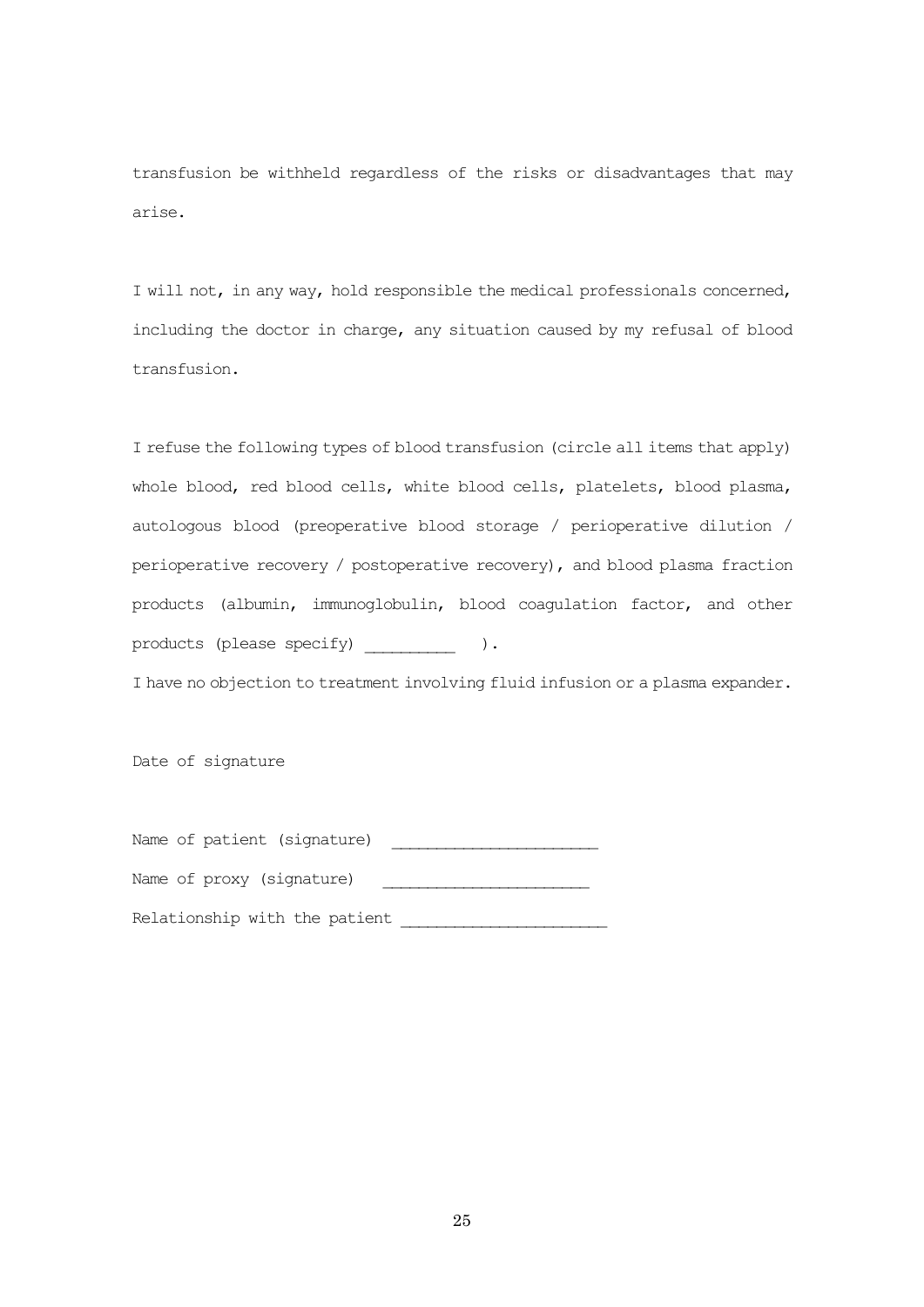transfusion be withheld regardless of the risks or disadvantages that may arise.

I will not, in any way, hold responsible the medical professionals concerned, including the doctor in charge, any situation caused by my refusal of blood transfusion.

I refuse the following types of blood transfusion (circle all items that apply) whole blood, red blood cells, white blood cells, platelets, blood plasma, autologous blood (preoperative blood storage / perioperative dilution / perioperative recovery / postoperative recovery), and blood plasma fraction products (albumin, immunoglobulin, blood coagulation factor, and other products (please specify) __________ ).

I have no objection to treatment involving fluid infusion or a plasma expander.

Date of signature

Name of patient (signature) ______________________

Name of proxy (signature) ______________________

Relationship with the patient ______________________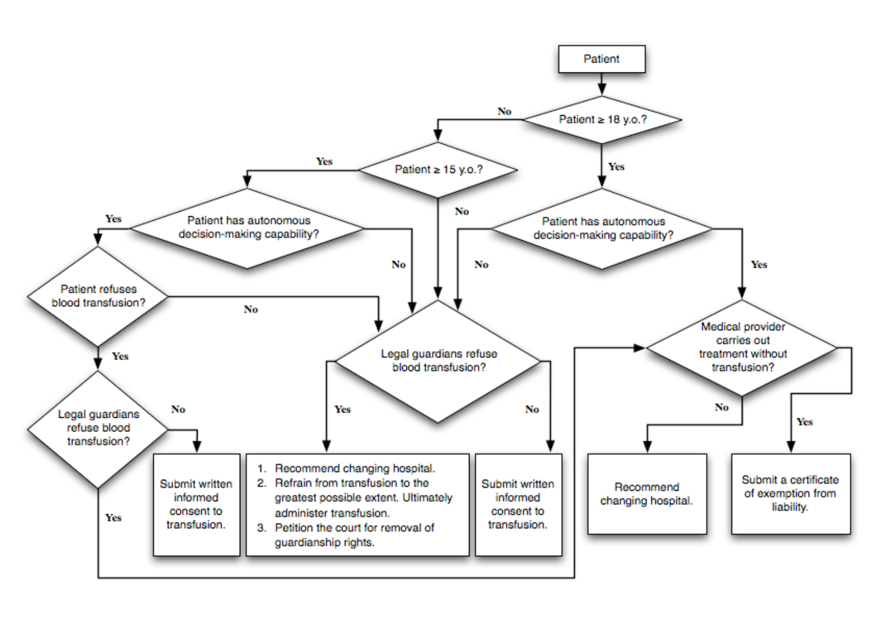Patient

Patient ≥ 18 y.o.?

No

Yes

Patient ≥ 15 y.o.?

Yes

No

Patient has autonomous decision-making capability?

Yes

No

Patient has autonomous decision-making capability?

No

Yes

Patient refuses blood transfusion?

No

Yes

Legal guardians refuse blood transfusion?

Yes

No

Medical provider carries out treatment without transfusion?

No

Yes

Legal guardians refuse blood transfusion?

No

Yes

Submit written informed consent to transfusion.

1. Recommend changing hospital.
2. Refrain from transfusion to the greatest possible extent. Ultimately administer transfusion.
3. Petition the court for removal of guardianship rights.

Submit written informed consent to transfusion.

Recommend changing hospital.

Submit a certificate of exemption from liability.